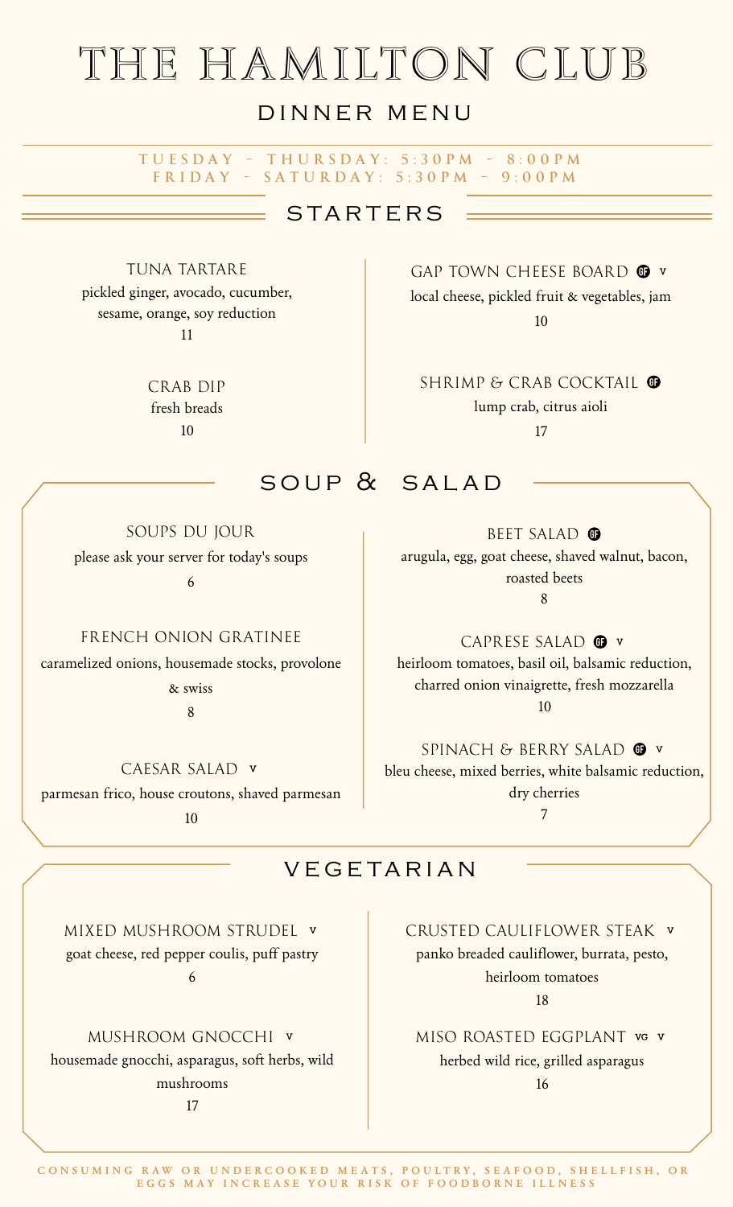# THE HAMILTON CLUB

## DINNER MENU

TUESDAY - THURSDAY: 5:30PM - 8:00PM
FRIDAY - SATURDAY: 5:30PM - 9:00PM

## STARTERS

**TUNA TARTARE**
pickled ginger, avocado, cucumber, sesame, orange, soy reduction
11

**CRAB DIP**
fresh breads
10

**GAP TOWN CHEESE BOARD** GF V
local cheese, pickled fruit & vegetables, jam
10

**SHRIMP & CRAB COCKTAIL** GF
lump crab, citrus aioli
17

## SOUP & SALAD

**SOUPS DU JOUR**
please ask your server for today's soups
6

**FRENCH ONION GRATINEE**
caramelized onions, housemade stocks, provolone & swiss
8

**CAESAR SALAD** V
parmesan frico, house croutons, shaved parmesan
10

**BEET SALAD** GF
arugula, egg, goat cheese, shaved walnut, bacon, roasted beets
8

**CAPRESE SALAD** GF V
heirloom tomatoes, basil oil, balsamic reduction, charred onion vinaigrette, fresh mozzarella
10

**SPINACH & BERRY SALAD** GF V
bleu cheese, mixed berries, white balsamic reduction, dry cherries
7

## VEGETARIAN

**MIXED MUSHROOM STRUDEL** V
goat cheese, red pepper coulis, puff pastry
6

**MUSHROOM GNOCCHI** V
housemade gnocchi, asparagus, soft herbs, wild mushrooms
17

**CRUSTED CAULIFLOWER STEAK** V
panko breaded cauliflower, burrata, pesto, heirloom tomatoes
18

**MISO ROASTED EGGPLANT** VG V
herbed wild rice, grilled asparagus
16

CONSUMING RAW OR UNDERCOOKED MEATS, POULTRY, SEAFOOD, SHELLFISH, OR EGGS MAY INCREASE YOUR RISK OF FOODBORNE ILLNESS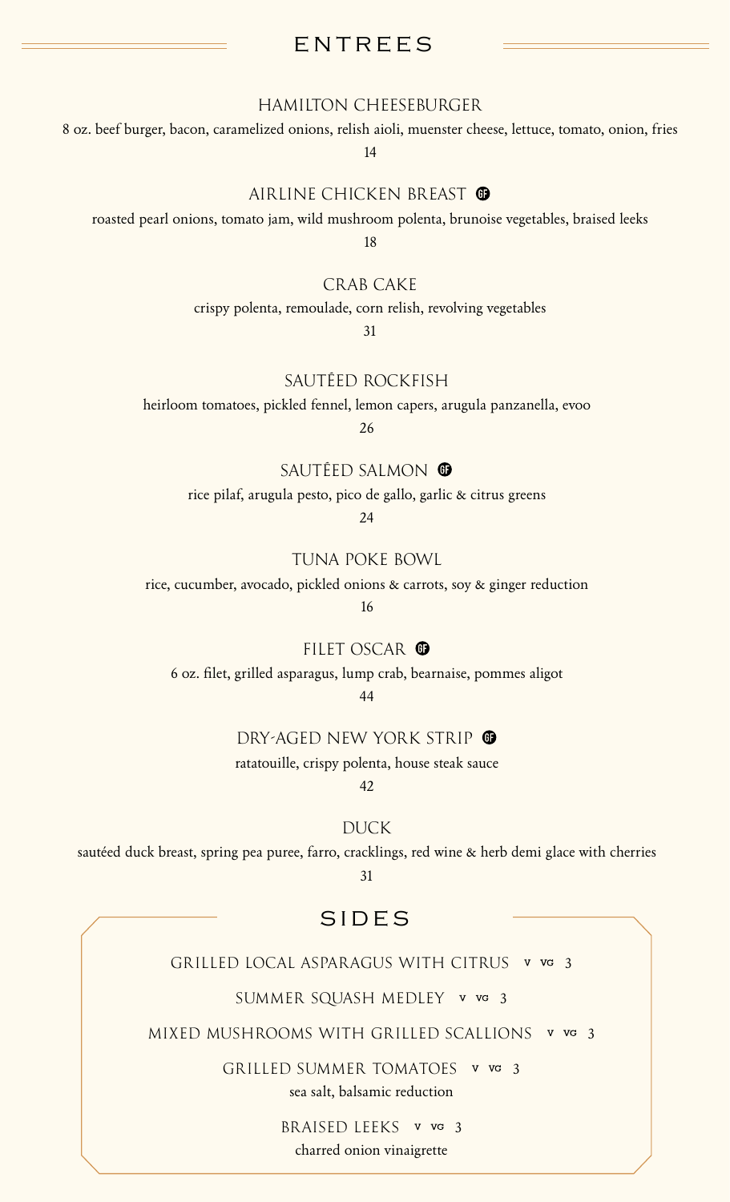## ENTREES

### HAMILTON CHEESEBURGER

8 oz. beef burger, bacon, caramelized onions, relish aioli, muenster cheese, lettuce, tomato, onion, fries

14

### AIRLINE CHICKEN BREAST GF

roasted pearl onions, tomato jam, wild mushroom polenta, brunoise vegetables, braised leeks

18

### CRAB CAKE

crispy polenta, remoulade, corn relish, revolving vegetables

31

### SAUTÉED ROCKFISH

heirloom tomatoes, pickled fennel, lemon capers, arugula panzanella, evoo

26

### SAUTÉED SALMON GF

rice pilaf, arugula pesto, pico de gallo, garlic & citrus greens

24

### TUNA POKE BOWL

rice, cucumber, avocado, pickled onions & carrots, soy & ginger reduction

16

### FILET OSCAR GF

6 oz. filet, grilled asparagus, lump crab, bearnaise, pommes aligot

44

### DRY-AGED NEW YORK STRIP GF

ratatouille, crispy polenta, house steak sauce

42

### DUCK

sautéed duck breast, spring pea puree, farro, cracklings, red wine & herb demi glace with cherries

31

## SIDES

GRILLED LOCAL ASPARAGUS WITH CITRUS V VG 3

SUMMER SQUASH MEDLEY V VG 3

MIXED MUSHROOMS WITH GRILLED SCALLIONS V VG 3

GRILLED SUMMER TOMATOES V VG 3

sea salt, balsamic reduction

BRAISED LEEKS V VG 3

charred onion vinaigrette